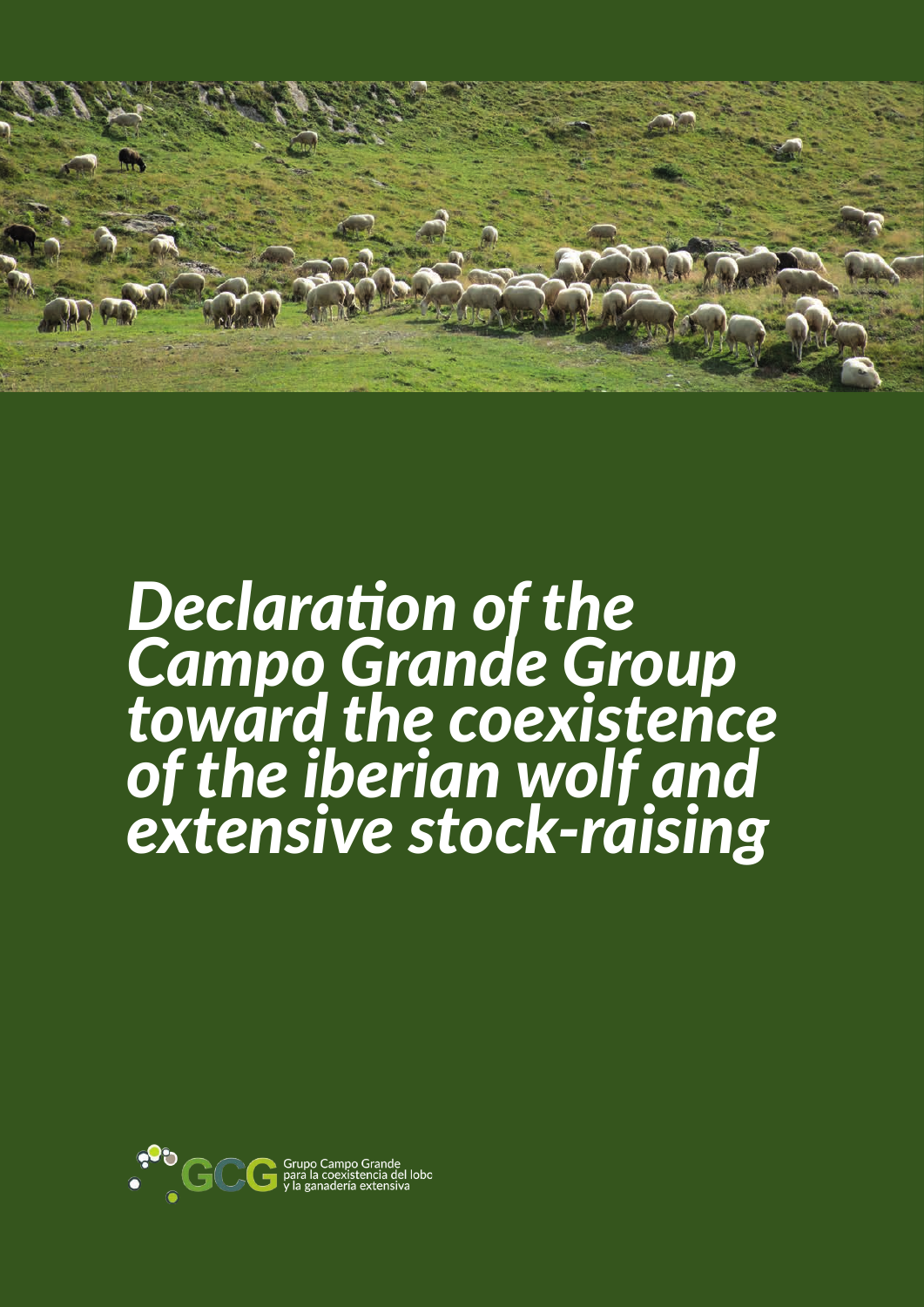# *Declaration of the Campo Grande Group toward the coexistence of the iberian wolf and extensive stock-raising*

GCG Grupo Campo Grande para la coexistencia del lobo y la ganadería extensiva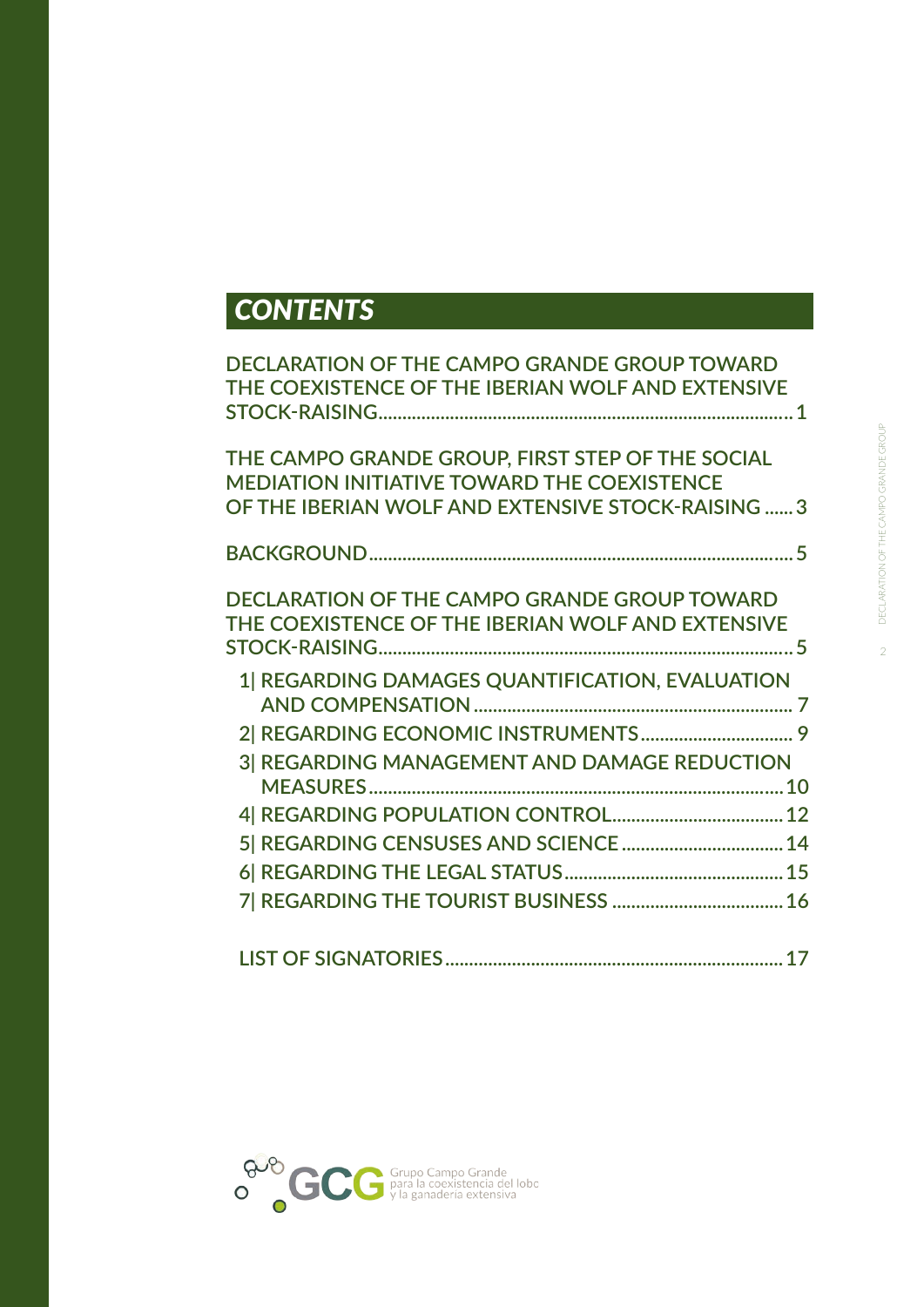# *CONTENTS*

DECLARATION OF THE CAMPO GRANDE GROUP TOWARD THE COEXISTENCE OF THE IBERIAN WOLF AND EXTENSIVE STOCK-RAISING ........ 1

THE CAMPO GRANDE GROUP, FIRST STEP OF THE SOCIAL MEDIATION INITIATIVE TOWARD THE COEXISTENCE OF THE IBERIAN WOLF AND EXTENSIVE STOCK-RAISING ........ 3

BACKGROUND ........ 5

DECLARATION OF THE CAMPO GRANDE GROUP TOWARD THE COEXISTENCE OF THE IBERIAN WOLF AND EXTENSIVE STOCK-RAISING ........ 5

- 1| REGARDING DAMAGES QUANTIFICATION, EVALUATION AND COMPENSATION ........ 7
- 2| REGARDING ECONOMIC INSTRUMENTS ........ 9
- 3| REGARDING MANAGEMENT AND DAMAGE REDUCTION MEASURES ........ 10
- 4| REGARDING POPULATION CONTROL ........ 12
- 5| REGARDING CENSUSES AND SCIENCE ........ 14
- 6| REGARDING THE LEGAL STATUS ........ 15
- 7| REGARDING THE TOURIST BUSINESS ........ 16

LIST OF SIGNATORIES ........ 17

GCG Grupo Campo Grande para la coexistencia del lobo y la ganadería extensiva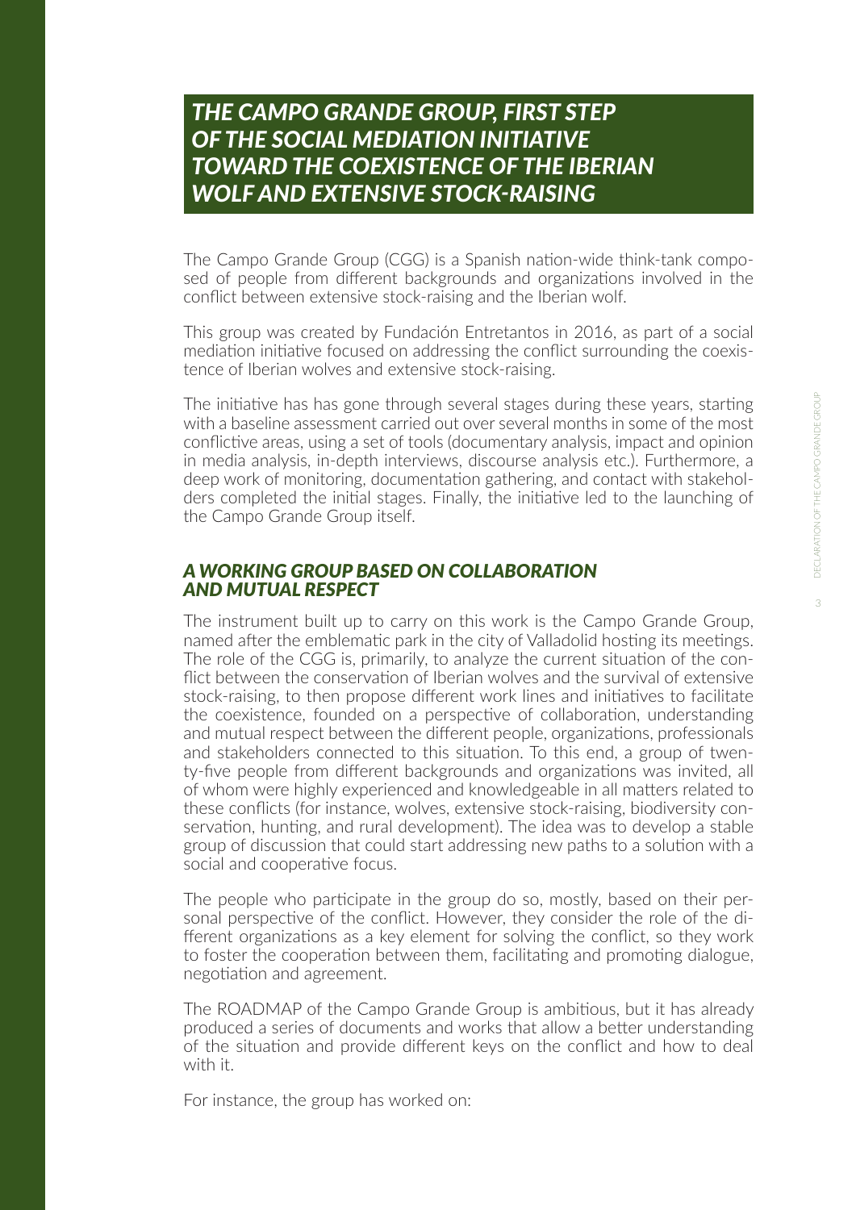# *THE CAMPO GRANDE GROUP, FIRST STEP OF THE SOCIAL MEDIATION INITIATIVE TOWARD THE COEXISTENCE OF THE IBERIAN WOLF AND EXTENSIVE STOCK-RAISING*

The Campo Grande Group (CGG) is a Spanish nation-wide think-tank composed of people from different backgrounds and organizations involved in the conflict between extensive stock-raising and the Iberian wolf.

This group was created by Fundación Entretantos in 2016, as part of a social mediation initiative focused on addressing the conflict surrounding the coexistence of Iberian wolves and extensive stock-raising.

The initiative has has gone through several stages during these years, starting with a baseline assessment carried out over several months in some of the most conflictive areas, using a set of tools (documentary analysis, impact and opinion in media analysis, in-depth interviews, discourse analysis etc.). Furthermore, a deep work of monitoring, documentation gathering, and contact with stakeholders completed the initial stages. Finally, the initiative led to the launching of the Campo Grande Group itself.

## *A WORKING GROUP BASED ON COLLABORATION AND MUTUAL RESPECT*

The instrument built up to carry on this work is the Campo Grande Group, named after the emblematic park in the city of Valladolid hosting its meetings. The role of the CGG is, primarily, to analyze the current situation of the conflict between the conservation of Iberian wolves and the survival of extensive stock-raising, to then propose different work lines and initiatives to facilitate the coexistence, founded on a perspective of collaboration, understanding and mutual respect between the different people, organizations, professionals and stakeholders connected to this situation. To this end, a group of twenty-five people from different backgrounds and organizations was invited, all of whom were highly experienced and knowledgeable in all matters related to these conflicts (for instance, wolves, extensive stock-raising, biodiversity conservation, hunting, and rural development). The idea was to develop a stable group of discussion that could start addressing new paths to a solution with a social and cooperative focus.

The people who participate in the group do so, mostly, based on their personal perspective of the conflict. However, they consider the role of the different organizations as a key element for solving the conflict, so they work to foster the cooperation between them, facilitating and promoting dialogue, negotiation and agreement.

The ROADMAP of the Campo Grande Group is ambitious, but it has already produced a series of documents and works that allow a better understanding of the situation and provide different keys on the conflict and how to deal with it.

For instance, the group has worked on: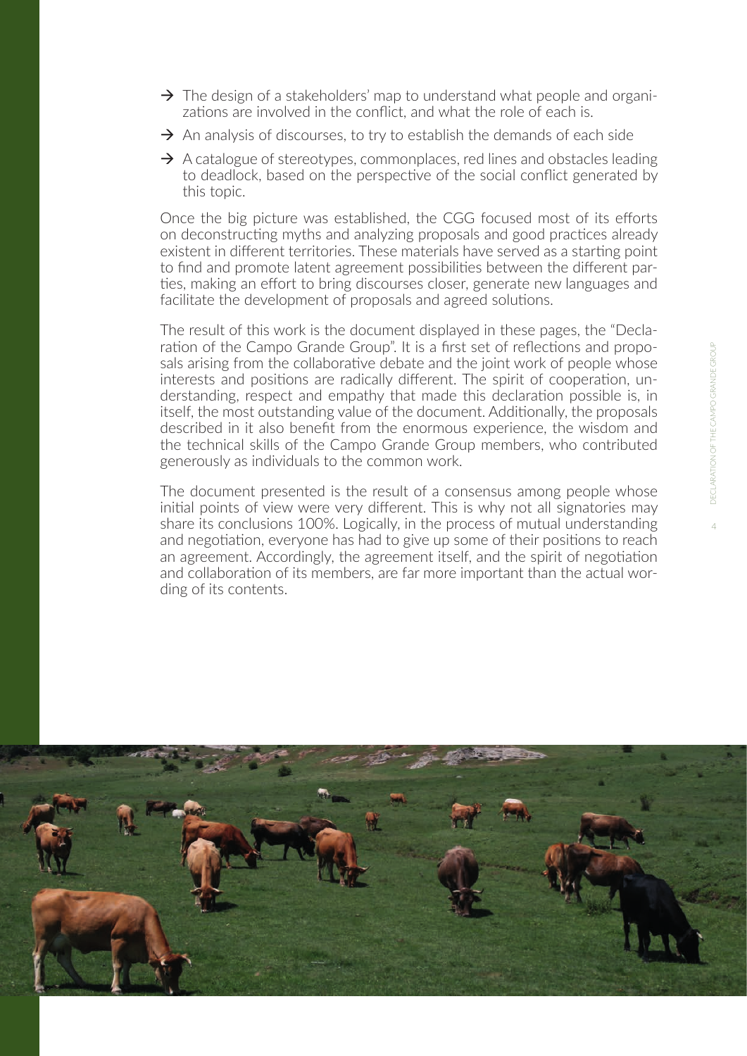- The design of a stakeholders' map to understand what people and organizations are involved in the conflict, and what the role of each is.
- An analysis of discourses, to try to establish the demands of each side
- A catalogue of stereotypes, commonplaces, red lines and obstacles leading to deadlock, based on the perspective of the social conflict generated by this topic.

Once the big picture was established, the CGG focused most of its efforts on deconstructing myths and analyzing proposals and good practices already existent in different territories. These materials have served as a starting point to find and promote latent agreement possibilities between the different parties, making an effort to bring discourses closer, generate new languages and facilitate the development of proposals and agreed solutions.

The result of this work is the document displayed in these pages, the "Declaration of the Campo Grande Group". It is a first set of reflections and proposals arising from the collaborative debate and the joint work of people whose interests and positions are radically different. The spirit of cooperation, understanding, respect and empathy that made this declaration possible is, in itself, the most outstanding value of the document. Additionally, the proposals described in it also benefit from the enormous experience, the wisdom and the technical skills of the Campo Grande Group members, who contributed generously as individuals to the common work.

The document presented is the result of a consensus among people whose initial points of view were very different. This is why not all signatories may share its conclusions 100%. Logically, in the process of mutual understanding and negotiation, everyone has had to give up some of their positions to reach an agreement. Accordingly, the agreement itself, and the spirit of negotiation and collaboration of its members, are far more important than the actual wording of its contents.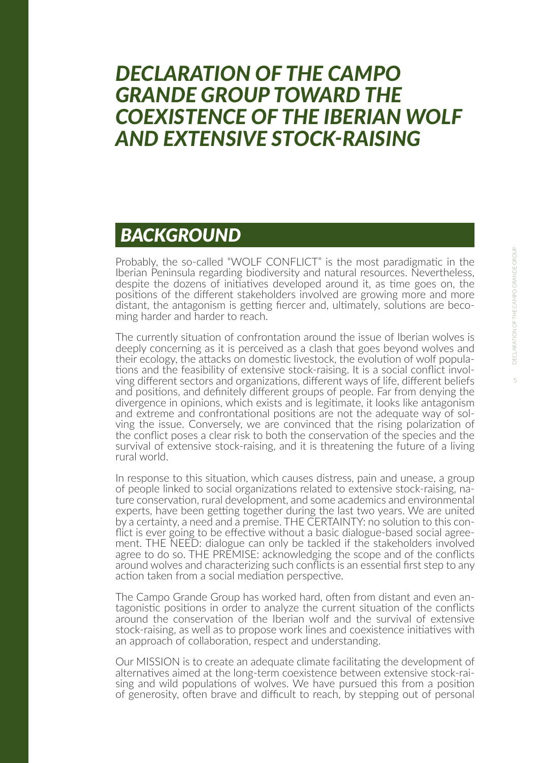# *DECLARATION OF THE CAMPO GRANDE GROUP TOWARD THE COEXISTENCE OF THE IBERIAN WOLF AND EXTENSIVE STOCK-RAISING*

## *BACKGROUND*

Probably, the so-called "WOLF CONFLICT" is the most paradigmatic in the Iberian Peninsula regarding biodiversity and natural resources. Nevertheless, despite the dozens of initiatives developed around it, as time goes on, the positions of the different stakeholders involved are growing more and more distant, the antagonism is getting fiercer and, ultimately, solutions are becoming harder and harder to reach.

The currently situation of confrontation around the issue of Iberian wolves is deeply concerning as it is perceived as a clash that goes beyond wolves and their ecology, the attacks on domestic livestock, the evolution of wolf populations and the feasibility of extensive stock-raising. It is a social conflict involving different sectors and organizations, different ways of life, different beliefs and positions, and definitely different groups of people. Far from denying the divergence in opinions, which exists and is legitimate, it looks like antagonism and extreme and confrontational positions are not the adequate way of solving the issue. Conversely, we are convinced that the rising polarization of the conflict poses a clear risk to both the conservation of the species and the survival of extensive stock-raising, and it is threatening the future of a living rural world.

In response to this situation, which causes distress, pain and unease, a group of people linked to social organizations related to extensive stock-raising, nature conservation, rural development, and some academics and environmental experts, have been getting together during the last two years. We are united by a certainty, a need and a premise. THE CERTAINTY: no solution to this conflict is ever going to be effective without a basic dialogue-based social agreement. THE NEED: dialogue can only be tackled if the stakeholders involved agree to do so. THE PREMISE: acknowledging the scope and of the conflicts around wolves and characterizing such conflicts is an essential first step to any action taken from a social mediation perspective.

The Campo Grande Group has worked hard, often from distant and even antagonistic positions in order to analyze the current situation of the conflicts around the conservation of the Iberian wolf and the survival of extensive stock-raising, as well as to propose work lines and coexistence initiatives with an approach of collaboration, respect and understanding.

Our MISSION is to create an adequate climate facilitating the development of alternatives aimed at the long-term coexistence between extensive stock-raising and wild populations of wolves. We have pursued this from a position of generosity, often brave and difficult to reach, by stepping out of personal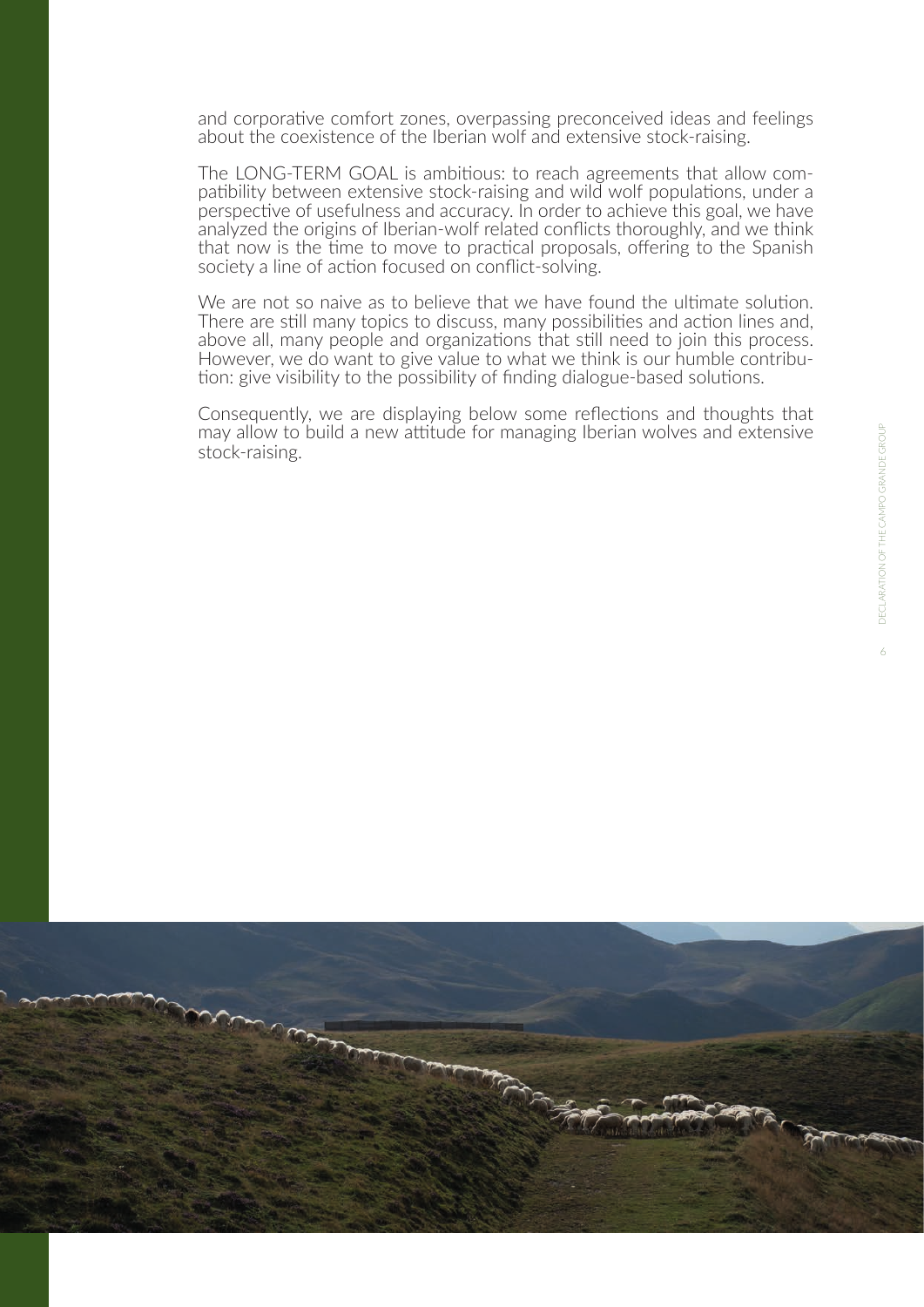and corporative comfort zones, overpassing preconceived ideas and feelings about the coexistence of the Iberian wolf and extensive stock-raising.

The LONG-TERM GOAL is ambitious: to reach agreements that allow compatibility between extensive stock-raising and wild wolf populations, under a perspective of usefulness and accuracy. In order to achieve this goal, we have analyzed the origins of Iberian-wolf related conflicts thoroughly, and we think that now is the time to move to practical proposals, offering to the Spanish society a line of action focused on conflict-solving.

We are not so naive as to believe that we have found the ultimate solution. There are still many topics to discuss, many possibilities and action lines and, above all, many people and organizations that still need to join this process. However, we do want to give value to what we think is our humble contribution: give visibility to the possibility of finding dialogue-based solutions.

Consequently, we are displaying below some reflections and thoughts that may allow to build a new attitude for managing Iberian wolves and extensive stock-raising.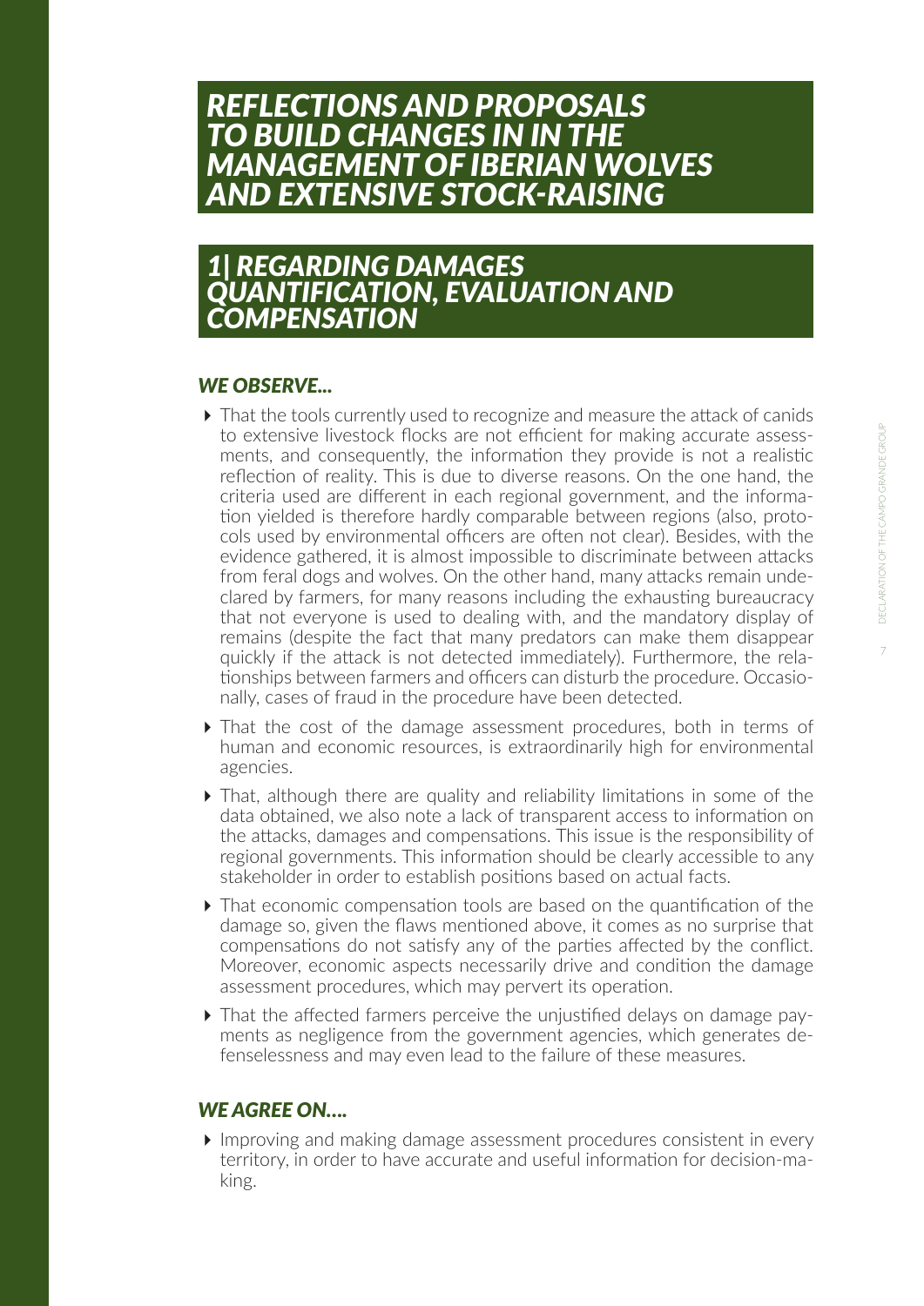# REFLECTIONS AND PROPOSALS TO BUILD CHANGES IN IN THE MANAGEMENT OF IBERIAN WOLVES AND EXTENSIVE STOCK-RAISING

## 1| REGARDING DAMAGES QUANTIFICATION, EVALUATION AND COMPENSATION

### WE OBSERVE...

- That the tools currently used to recognize and measure the attack of canids to extensive livestock flocks are not efficient for making accurate assessments, and consequently, the information they provide is not a realistic reflection of reality. This is due to diverse reasons. On the one hand, the criteria used are different in each regional government, and the information yielded is therefore hardly comparable between regions (also, protocols used by environmental officers are often not clear). Besides, with the evidence gathered, it is almost impossible to discriminate between attacks from feral dogs and wolves. On the other hand, many attacks remain undeclared by farmers, for many reasons including the exhausting bureaucracy that not everyone is used to dealing with, and the mandatory display of remains (despite the fact that many predators can make them disappear quickly if the attack is not detected immediately). Furthermore, the relationships between farmers and officers can disturb the procedure. Occasionally, cases of fraud in the procedure have been detected.
- That the cost of the damage assessment procedures, both in terms of human and economic resources, is extraordinarily high for environmental agencies.
- That, although there are quality and reliability limitations in some of the data obtained, we also note a lack of transparent access to information on the attacks, damages and compensations. This issue is the responsibility of regional governments. This information should be clearly accessible to any stakeholder in order to establish positions based on actual facts.
- That economic compensation tools are based on the quantification of the damage so, given the flaws mentioned above, it comes as no surprise that compensations do not satisfy any of the parties affected by the conflict. Moreover, economic aspects necessarily drive and condition the damage assessment procedures, which may pervert its operation.
- That the affected farmers perceive the unjustified delays on damage payments as negligence from the government agencies, which generates defenselessness and may even lead to the failure of these measures.

### WE AGREE ON....

- Improving and making damage assessment procedures consistent in every territory, in order to have accurate and useful information for decision-making.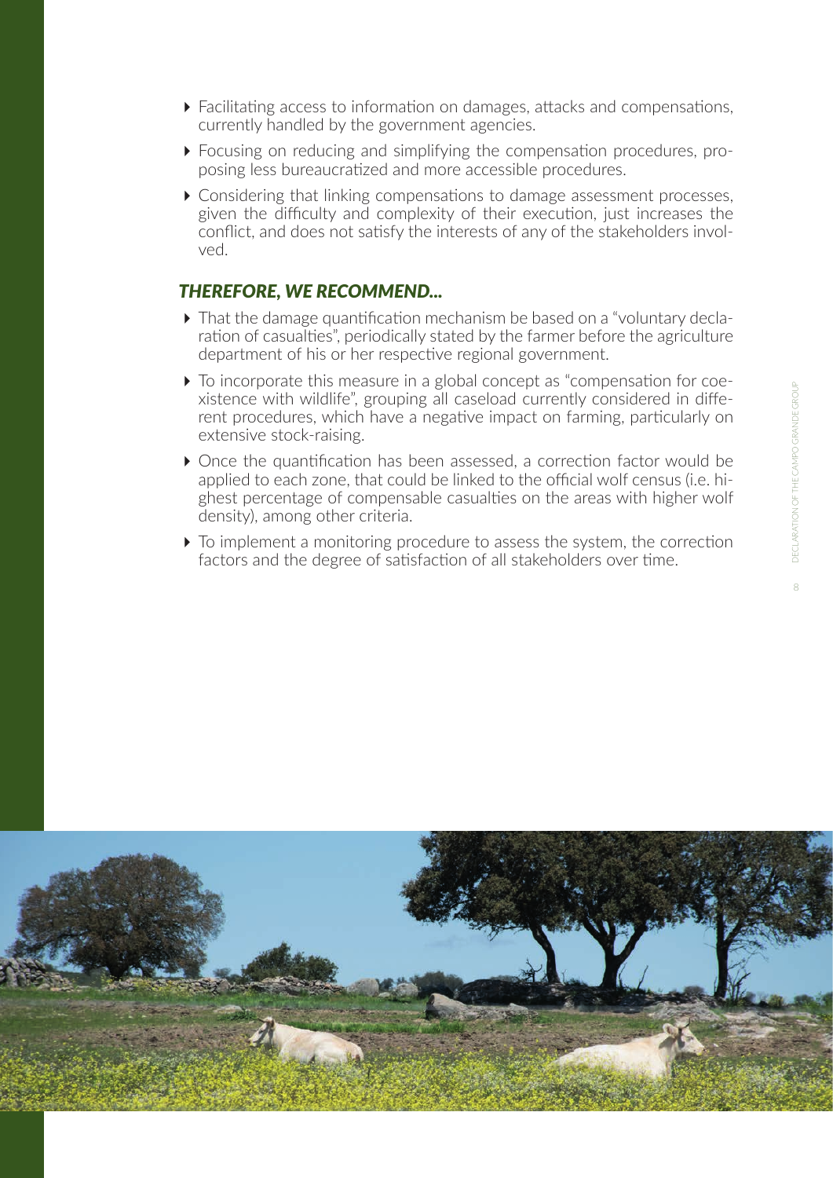- Facilitating access to information on damages, attacks and compensations, currently handled by the government agencies.
- Focusing on reducing and simplifying the compensation procedures, proposing less bureaucratized and more accessible procedures.
- Considering that linking compensations to damage assessment processes, given the difficulty and complexity of their execution, just increases the conflict, and does not satisfy the interests of any of the stakeholders involved.

### *THEREFORE, WE RECOMMEND...*

- That the damage quantification mechanism be based on a "voluntary declaration of casualties", periodically stated by the farmer before the agriculture department of his or her respective regional government.
- To incorporate this measure in a global concept as "compensation for coexistence with wildlife", grouping all caseload currently considered in different procedures, which have a negative impact on farming, particularly on extensive stock-raising.
- Once the quantification has been assessed, a correction factor would be applied to each zone, that could be linked to the official wolf census (i.e. highest percentage of compensable casualties on the areas with higher wolf density), among other criteria.
- To implement a monitoring procedure to assess the system, the correction factors and the degree of satisfaction of all stakeholders over time.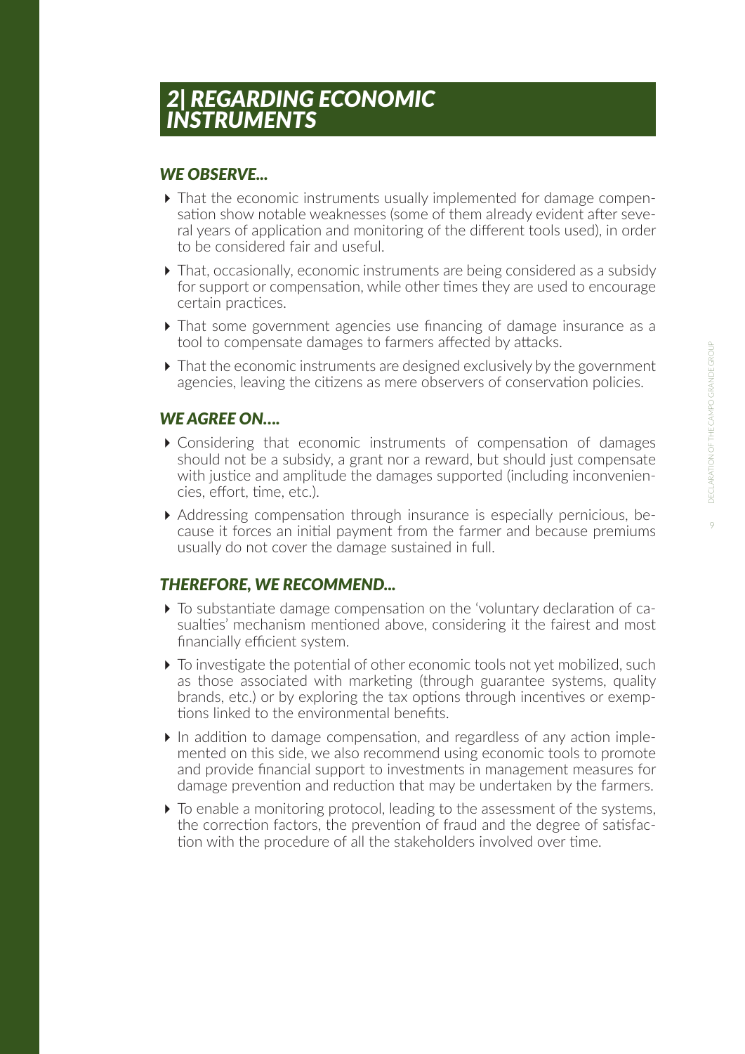## 2| REGARDING ECONOMIC INSTRUMENTS

### *WE OBSERVE...*

- That the economic instruments usually implemented for damage compensation show notable weaknesses (some of them already evident after several years of application and monitoring of the different tools used), in order to be considered fair and useful.
- That, occasionally, economic instruments are being considered as a subsidy for support or compensation, while other times they are used to encourage certain practices.
- That some government agencies use financing of damage insurance as a tool to compensate damages to farmers affected by attacks.
- That the economic instruments are designed exclusively by the government agencies, leaving the citizens as mere observers of conservation policies.

### *WE AGREE ON....*

- Considering that economic instruments of compensation of damages should not be a subsidy, a grant nor a reward, but should just compensate with justice and amplitude the damages supported (including inconveniencies, effort, time, etc.).
- Addressing compensation through insurance is especially pernicious, because it forces an initial payment from the farmer and because premiums usually do not cover the damage sustained in full.

### *THEREFORE, WE RECOMMEND...*

- To substantiate damage compensation on the 'voluntary declaration of casualties' mechanism mentioned above, considering it the fairest and most financially efficient system.
- To investigate the potential of other economic tools not yet mobilized, such as those associated with marketing (through guarantee systems, quality brands, etc.) or by exploring the tax options through incentives or exemptions linked to the environmental benefits.
- In addition to damage compensation, and regardless of any action implemented on this side, we also recommend using economic tools to promote and provide financial support to investments in management measures for damage prevention and reduction that may be undertaken by the farmers.
- To enable a monitoring protocol, leading to the assessment of the systems, the correction factors, the prevention of fraud and the degree of satisfaction with the procedure of all the stakeholders involved over time.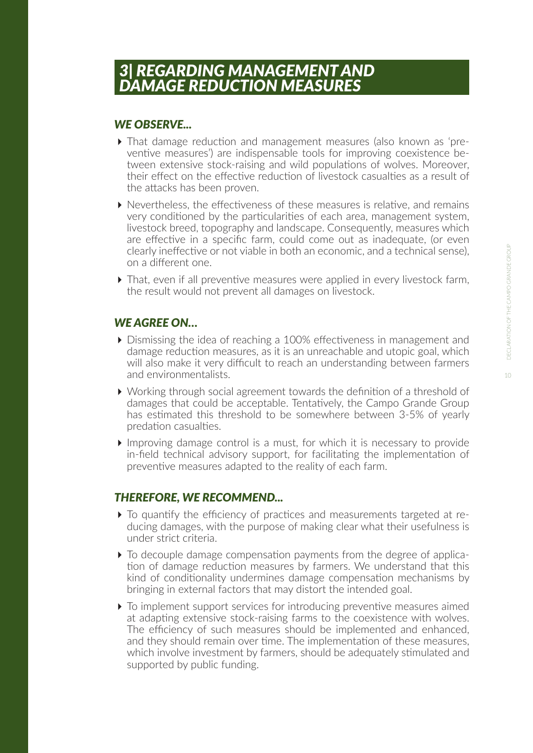## 3| REGARDING MANAGEMENT AND DAMAGE REDUCTION MEASURES

### *WE OBSERVE...*

- That damage reduction and management measures (also known as 'preventive measures') are indispensable tools for improving coexistence between extensive stock-raising and wild populations of wolves. Moreover, their effect on the effective reduction of livestock casualties as a result of the attacks has been proven.
- Nevertheless, the effectiveness of these measures is relative, and remains very conditioned by the particularities of each area, management system, livestock breed, topography and landscape. Consequently, measures which are effective in a specific farm, could come out as inadequate, (or even clearly ineffective or not viable in both an economic, and a technical sense), on a different one.
- That, even if all preventive measures were applied in every livestock farm, the result would not prevent all damages on livestock.

### *WE AGREE ON...*

- Dismissing the idea of reaching a 100% effectiveness in management and damage reduction measures, as it is an unreachable and utopic goal, which will also make it very difficult to reach an understanding between farmers and environmentalists.
- Working through social agreement towards the definition of a threshold of damages that could be acceptable. Tentatively, the Campo Grande Group has estimated this threshold to be somewhere between 3-5% of yearly predation casualties.
- Improving damage control is a must, for which it is necessary to provide in-field technical advisory support, for facilitating the implementation of preventive measures adapted to the reality of each farm.

### *THEREFORE, WE RECOMMEND...*

- To quantify the efficiency of practices and measurements targeted at reducing damages, with the purpose of making clear what their usefulness is under strict criteria.
- To decouple damage compensation payments from the degree of application of damage reduction measures by farmers. We understand that this kind of conditionality undermines damage compensation mechanisms by bringing in external factors that may distort the intended goal.
- To implement support services for introducing preventive measures aimed at adapting extensive stock-raising farms to the coexistence with wolves. The efficiency of such measures should be implemented and enhanced, and they should remain over time. The implementation of these measures, which involve investment by farmers, should be adequately stimulated and supported by public funding.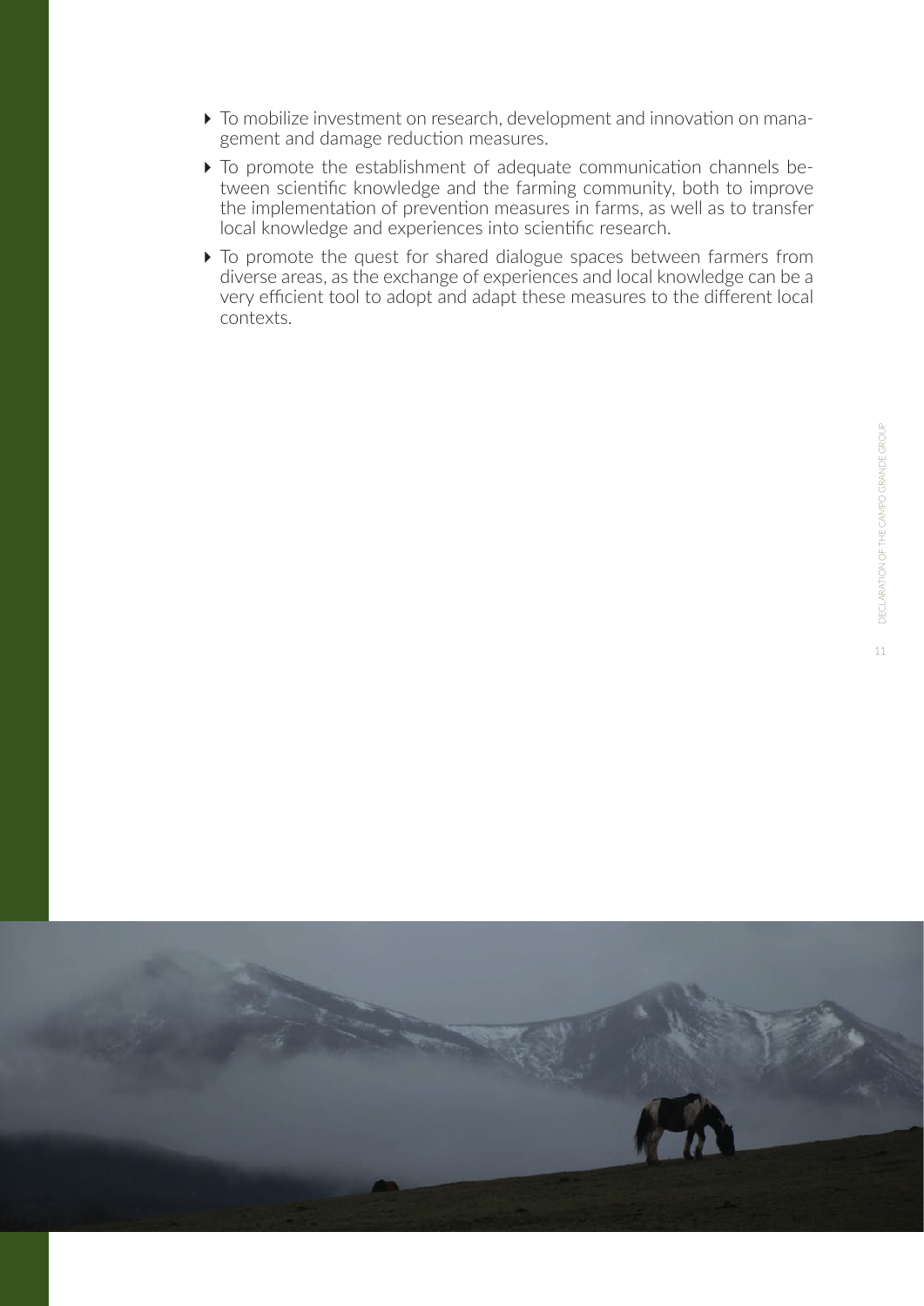- To mobilize investment on research, development and innovation on management and damage reduction measures.
- To promote the establishment of adequate communication channels between scientific knowledge and the farming community, both to improve the implementation of prevention measures in farms, as well as to transfer local knowledge and experiences into scientific research.
- To promote the quest for shared dialogue spaces between farmers from diverse areas, as the exchange of experiences and local knowledge can be a very efficient tool to adopt and adapt these measures to the different local contexts.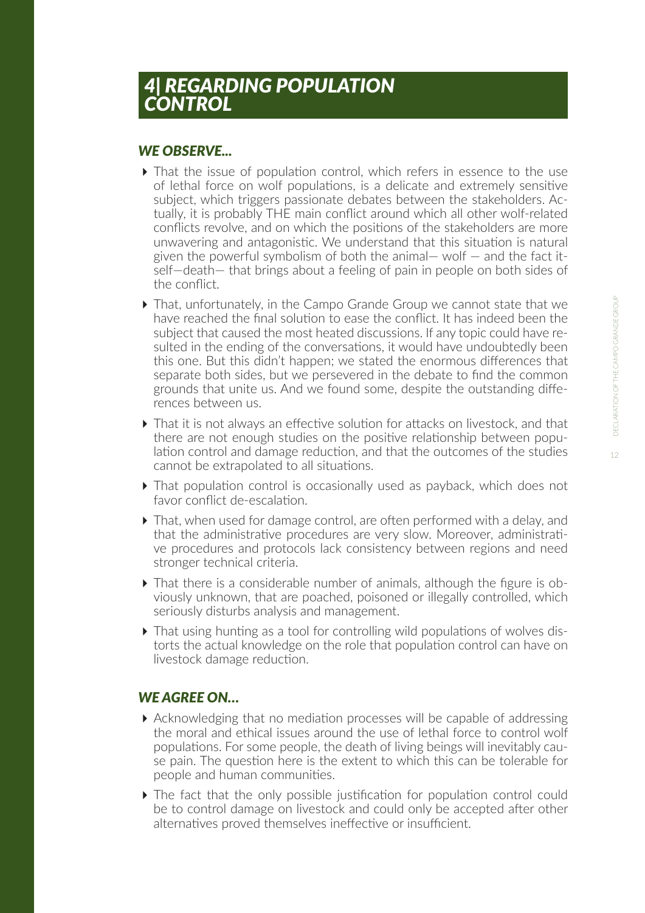# *4| REGARDING POPULATION CONTROL*

### *WE OBSERVE...*

- That the issue of population control, which refers in essence to the use of lethal force on wolf populations, is a delicate and extremely sensitive subject, which triggers passionate debates between the stakeholders. Actually, it is probably THE main conflict around which all other wolf-related conflicts revolve, and on which the positions of the stakeholders are more unwavering and antagonistic. We understand that this situation is natural given the powerful symbolism of both the animal— wolf — and the fact itself—death— that brings about a feeling of pain in people on both sides of the conflict.
- That, unfortunately, in the Campo Grande Group we cannot state that we have reached the final solution to ease the conflict. It has indeed been the subject that caused the most heated discussions. If any topic could have resulted in the ending of the conversations, it would have undoubtedly been this one. But this didn't happen; we stated the enormous differences that separate both sides, but we persevered in the debate to find the common grounds that unite us. And we found some, despite the outstanding differences between us.
- That it is not always an effective solution for attacks on livestock, and that there are not enough studies on the positive relationship between population control and damage reduction, and that the outcomes of the studies cannot be extrapolated to all situations.
- That population control is occasionally used as payback, which does not favor conflict de-escalation.
- That, when used for damage control, are often performed with a delay, and that the administrative procedures are very slow. Moreover, administrative procedures and protocols lack consistency between regions and need stronger technical criteria.
- That there is a considerable number of animals, although the figure is obviously unknown, that are poached, poisoned or illegally controlled, which seriously disturbs analysis and management.
- That using hunting as a tool for controlling wild populations of wolves distorts the actual knowledge on the role that population control can have on livestock damage reduction.

### *WE AGREE ON...*

- Acknowledging that no mediation processes will be capable of addressing the moral and ethical issues around the use of lethal force to control wolf populations. For some people, the death of living beings will inevitably cause pain. The question here is the extent to which this can be tolerable for people and human communities.
- The fact that the only possible justification for population control could be to control damage on livestock and could only be accepted after other alternatives proved themselves ineffective or insufficient.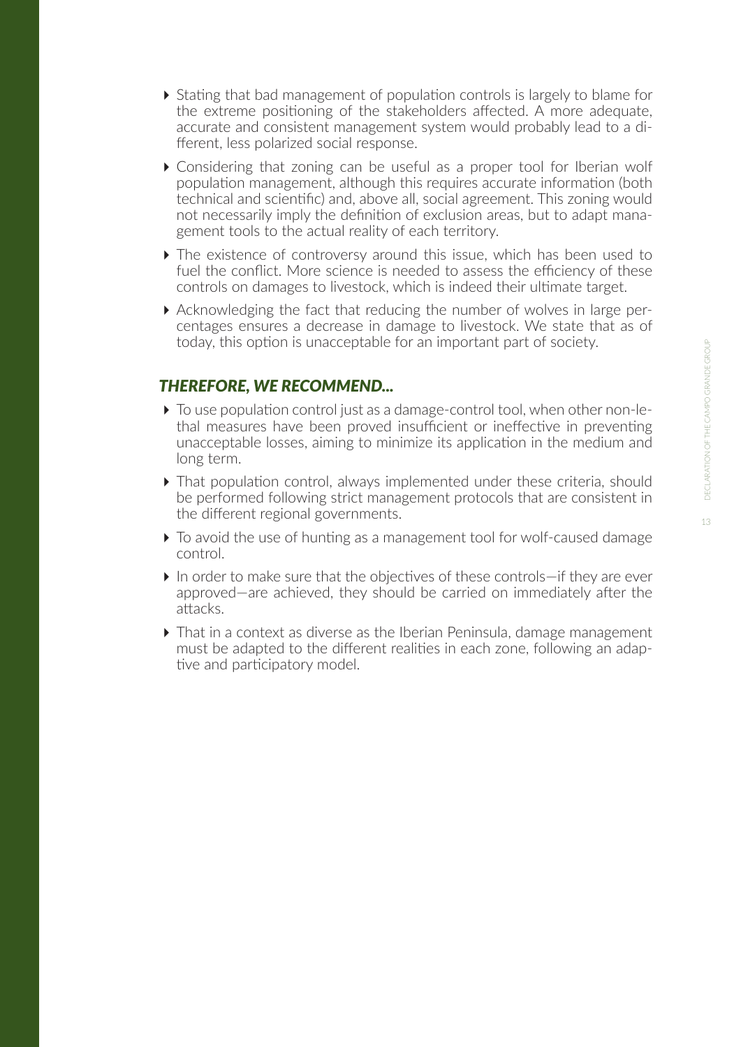- Stating that bad management of population controls is largely to blame for the extreme positioning of the stakeholders affected. A more adequate, accurate and consistent management system would probably lead to a different, less polarized social response.
- Considering that zoning can be useful as a proper tool for Iberian wolf population management, although this requires accurate information (both technical and scientific) and, above all, social agreement. This zoning would not necessarily imply the definition of exclusion areas, but to adapt management tools to the actual reality of each territory.
- The existence of controversy around this issue, which has been used to fuel the conflict. More science is needed to assess the efficiency of these controls on damages to livestock, which is indeed their ultimate target.
- Acknowledging the fact that reducing the number of wolves in large percentages ensures a decrease in damage to livestock. We state that as of today, this option is unacceptable for an important part of society.

### *THEREFORE, WE RECOMMEND...*

- To use population control just as a damage-control tool, when other non-lethal measures have been proved insufficient or ineffective in preventing unacceptable losses, aiming to minimize its application in the medium and long term.
- That population control, always implemented under these criteria, should be performed following strict management protocols that are consistent in the different regional governments.
- To avoid the use of hunting as a management tool for wolf-caused damage control.
- In order to make sure that the objectives of these controls—if they are ever approved—are achieved, they should be carried on immediately after the attacks.
- That in a context as diverse as the Iberian Peninsula, damage management must be adapted to the different realities in each zone, following an adaptive and participatory model.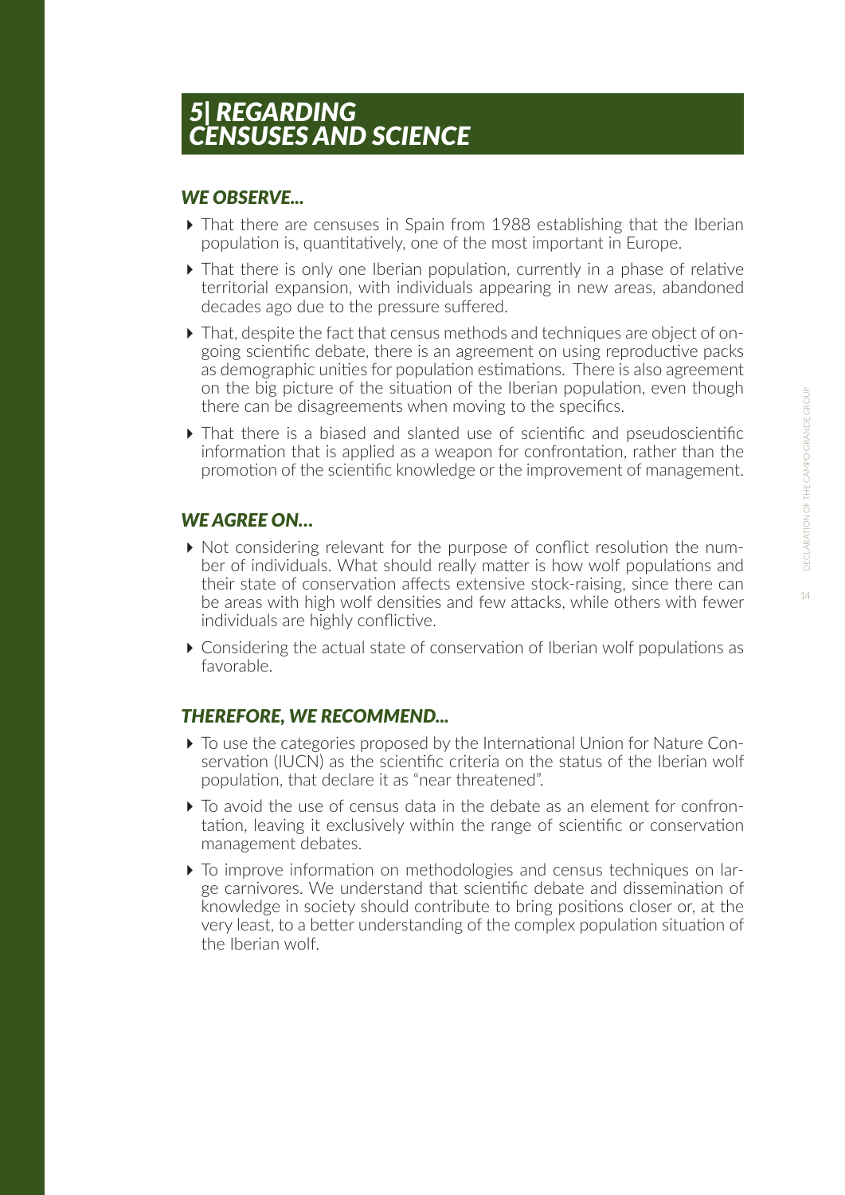# *5| REGARDING CENSUSES AND SCIENCE*

### *WE OBSERVE...*

- That there are censuses in Spain from 1988 establishing that the Iberian population is, quantitatively, one of the most important in Europe.
- That there is only one Iberian population, currently in a phase of relative territorial expansion, with individuals appearing in new areas, abandoned decades ago due to the pressure suffered.
- That, despite the fact that census methods and techniques are object of ongoing scientific debate, there is an agreement on using reproductive packs as demographic unities for population estimations. There is also agreement on the big picture of the situation of the Iberian population, even though there can be disagreements when moving to the specifics.
- That there is a biased and slanted use of scientific and pseudoscientific information that is applied as a weapon for confrontation, rather than the promotion of the scientific knowledge or the improvement of management.

### *WE AGREE ON...*

- Not considering relevant for the purpose of conflict resolution the number of individuals. What should really matter is how wolf populations and their state of conservation affects extensive stock-raising, since there can be areas with high wolf densities and few attacks, while others with fewer individuals are highly conflictive.
- Considering the actual state of conservation of Iberian wolf populations as favorable.

### *THEREFORE, WE RECOMMEND...*

- To use the categories proposed by the International Union for Nature Conservation (IUCN) as the scientific criteria on the status of the Iberian wolf population, that declare it as "near threatened".
- To avoid the use of census data in the debate as an element for confrontation, leaving it exclusively within the range of scientific or conservation management debates.
- To improve information on methodologies and census techniques on large carnivores. We understand that scientific debate and dissemination of knowledge in society should contribute to bring positions closer or, at the very least, to a better understanding of the complex population situation of the Iberian wolf.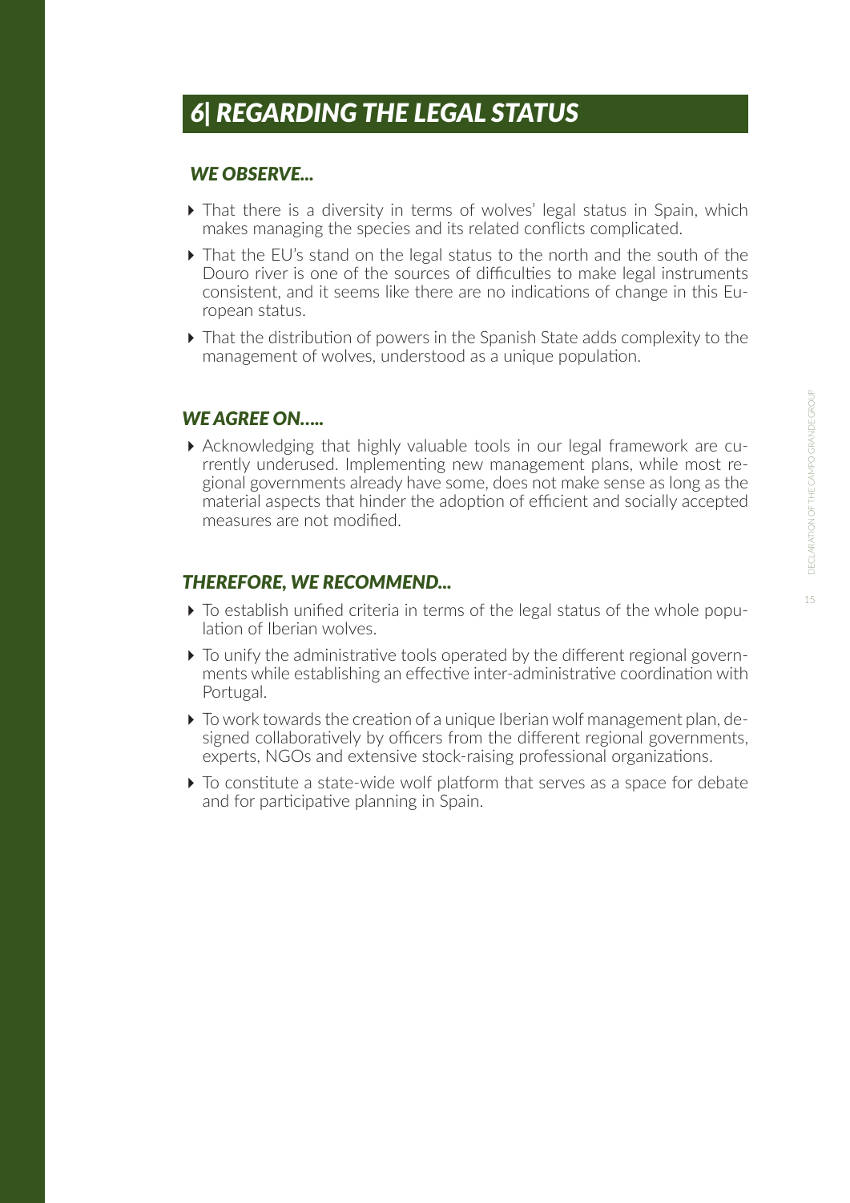## *6| REGARDING THE LEGAL STATUS*

### *WE OBSERVE...*

- That there is a diversity in terms of wolves' legal status in Spain, which makes managing the species and its related conflicts complicated.
- That the EU's stand on the legal status to the north and the south of the Douro river is one of the sources of difficulties to make legal instruments consistent, and it seems like there are no indications of change in this European status.
- That the distribution of powers in the Spanish State adds complexity to the management of wolves, understood as a unique population.

### *WE AGREE ON.....*

- Acknowledging that highly valuable tools in our legal framework are currently underused. Implementing new management plans, while most regional governments already have some, does not make sense as long as the material aspects that hinder the adoption of efficient and socially accepted measures are not modified.

### *THEREFORE, WE RECOMMEND...*

- To establish unified criteria in terms of the legal status of the whole population of Iberian wolves.
- To unify the administrative tools operated by the different regional governments while establishing an effective inter-administrative coordination with Portugal.
- To work towards the creation of a unique Iberian wolf management plan, designed collaboratively by officers from the different regional governments, experts, NGOs and extensive stock-raising professional organizations.
- To constitute a state-wide wolf platform that serves as a space for debate and for participative planning in Spain.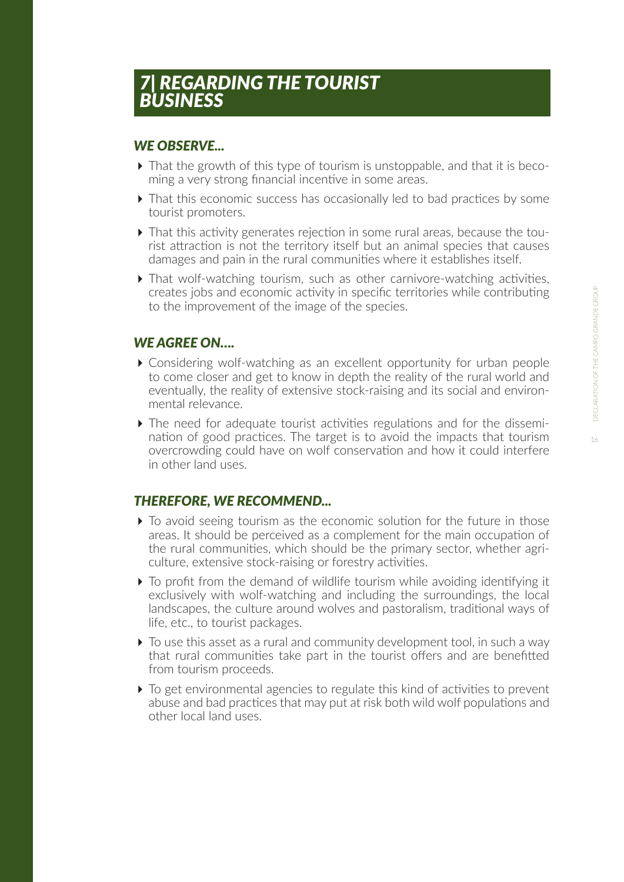## *7| REGARDING THE TOURIST BUSINESS*

### *WE OBSERVE...*

- That the growth of this type of tourism is unstoppable, and that it is becoming a very strong financial incentive in some areas.
- That this economic success has occasionally led to bad practices by some tourist promoters.
- That this activity generates rejection in some rural areas, because the tourist attraction is not the territory itself but an animal species that causes damages and pain in the rural communities where it establishes itself.
- That wolf-watching tourism, such as other carnivore-watching activities, creates jobs and economic activity in specific territories while contributing to the improvement of the image of the species.

### *WE AGREE ON....*

- Considering wolf-watching as an excellent opportunity for urban people to come closer and get to know in depth the reality of the rural world and eventually, the reality of extensive stock-raising and its social and environmental relevance.
- The need for adequate tourist activities regulations and for the dissemination of good practices. The target is to avoid the impacts that tourism overcrowding could have on wolf conservation and how it could interfere in other land uses.

### *THEREFORE, WE RECOMMEND...*

- To avoid seeing tourism as the economic solution for the future in those areas. It should be perceived as a complement for the main occupation of the rural communities, which should be the primary sector, whether agriculture, extensive stock-raising or forestry activities.
- To profit from the demand of wildlife tourism while avoiding identifying it exclusively with wolf-watching and including the surroundings, the local landscapes, the culture around wolves and pastoralism, traditional ways of life, etc., to tourist packages.
- To use this asset as a rural and community development tool, in such a way that rural communities take part in the tourist offers and are benefitted from tourism proceeds.
- To get environmental agencies to regulate this kind of activities to prevent abuse and bad practices that may put at risk both wild wolf populations and other local land uses.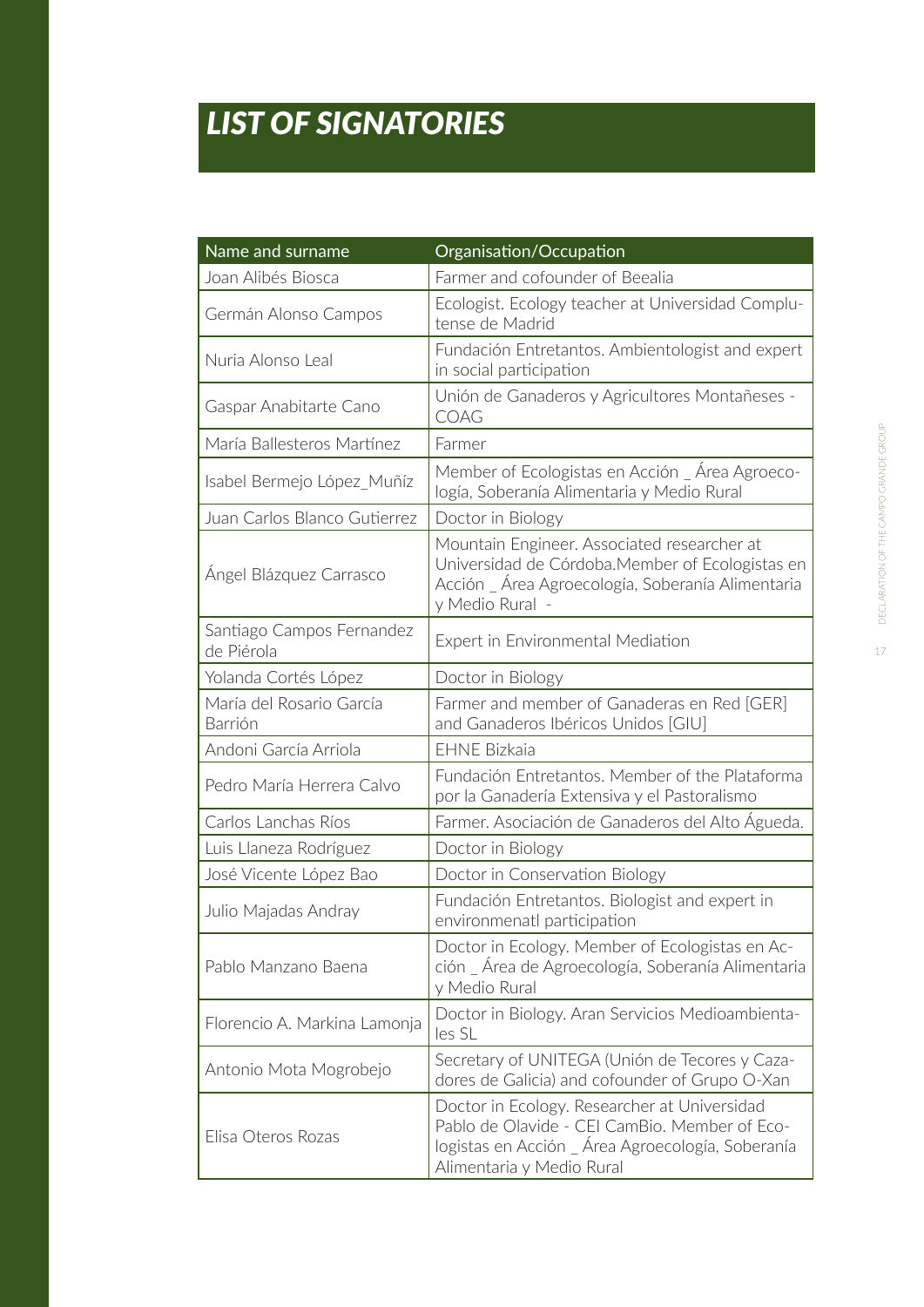# LIST OF SIGNATORIES

| Name and surname | Organisation/Occupation |
|---|---|
| Joan Alibés Biosca | Farmer and cofounder of Beealia |
| Germán Alonso Campos | Ecologist. Ecology teacher at Universidad Complutense de Madrid |
| Nuria Alonso Leal | Fundación Entretantos. Ambientologist and expert in social participation |
| Gaspar Anabitarte Cano | Unión de Ganaderos y Agricultores Montañeses - COAG |
| María Ballesteros Martínez | Farmer |
| Isabel Bermejo López_Muñíz | Member of Ecologistas en Acción _ Área Agroecología, Soberanía Alimentaria y Medio Rural |
| Juan Carlos Blanco Gutierrez | Doctor in Biology |
| Ángel Blázquez Carrasco | Mountain Engineer. Associated researcher at Universidad de Córdoba.Member of Ecologistas en Acción _ Área Agroecología, Soberanía Alimentaria y Medio Rural - |
| Santiago Campos Fernandez de Piérola | Expert in Environmental Mediation |
| Yolanda Cortés López | Doctor in Biology |
| María del Rosario García Barrión | Farmer and member of Ganaderas en Red [GER] and Ganaderos Ibéricos Unidos [GIU] |
| Andoni García Arriola | EHNE Bizkaia |
| Pedro María Herrera Calvo | Fundación Entretantos. Member of the Plataforma por la Ganadería Extensiva y el Pastoralismo |
| Carlos Lanchas Ríos | Farmer. Asociación de Ganaderos del Alto Águeda. |
| Luis Llaneza Rodríguez | Doctor in Biology |
| José Vicente López Bao | Doctor in Conservation Biology |
| Julio Majadas Andray | Fundación Entretantos. Biologist and expert in environmenatl participation |
| Pablo Manzano Baena | Doctor in Ecology. Member of Ecologistas en Acción _ Área de Agroecología, Soberanía Alimentaria y Medio Rural |
| Florencio A. Markina Lamonja | Doctor in Biology. Aran Servicios Medioambientales SL |
| Antonio Mota Mogrobejo | Secretary of UNITEGA (Unión de Tecores y Cazadores de Galicia) and cofounder of Grupo O-Xan |
| Elisa Oteros Rozas | Doctor in Ecology. Researcher at Universidad Pablo de Olavide - CEI CamBio. Member of Ecologistas en Acción _ Área Agroecología, Soberanía Alimentaria y Medio Rural |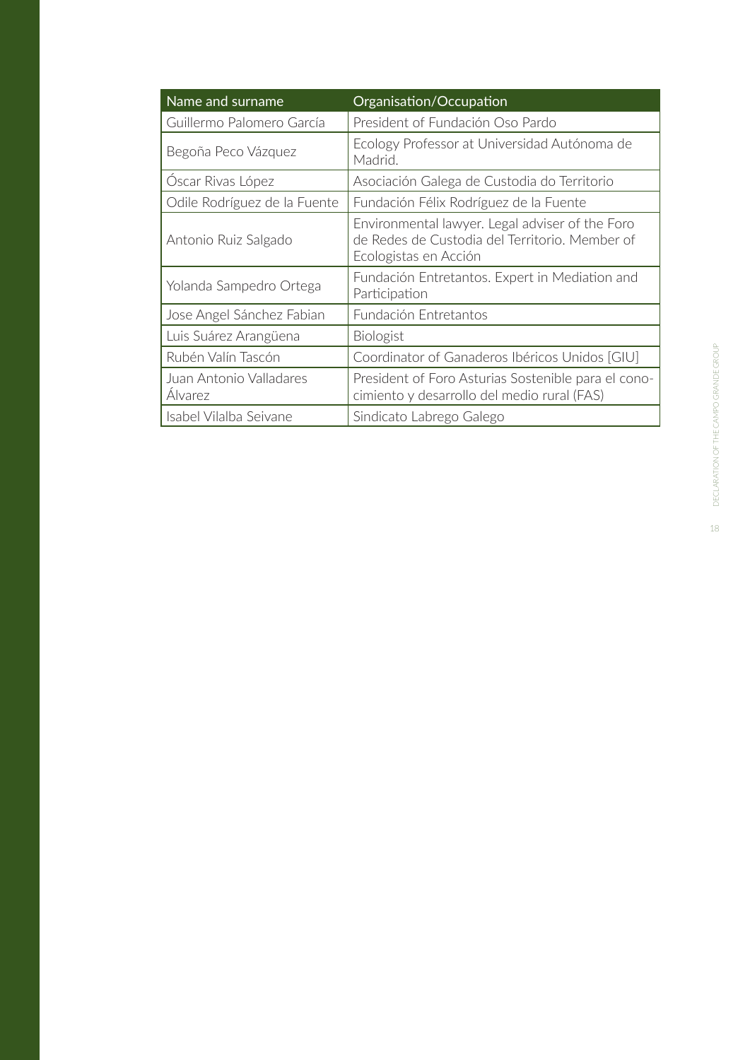| Name and surname | Organisation/Occupation |
| --- | --- |
| Guillermo Palomero García | President of Fundación Oso Pardo |
| Begoña Peco Vázquez | Ecology Professor at Universidad Autónoma de Madrid. |
| Óscar Rivas López | Asociación Galega de Custodia do Territorio |
| Odile Rodríguez de la Fuente | Fundación Félix Rodríguez de la Fuente |
| Antonio Ruiz Salgado | Environmental lawyer. Legal adviser of the Foro de Redes de Custodia del Territorio. Member of Ecologistas en Acción |
| Yolanda Sampedro Ortega | Fundación Entretantos. Expert in Mediation and Participation |
| Jose Angel Sánchez Fabian | Fundación Entretantos |
| Luis Suárez Arangüena | Biologist |
| Rubén Valín Tascón | Coordinator of Ganaderos Ibéricos Unidos [GIU] |
| Juan Antonio Valladares Álvarez | President of Foro Asturias Sostenible para el conocimiento y desarrollo del medio rural (FAS) |
| Isabel Vilalba Seivane | Sindicato Labrego Galego |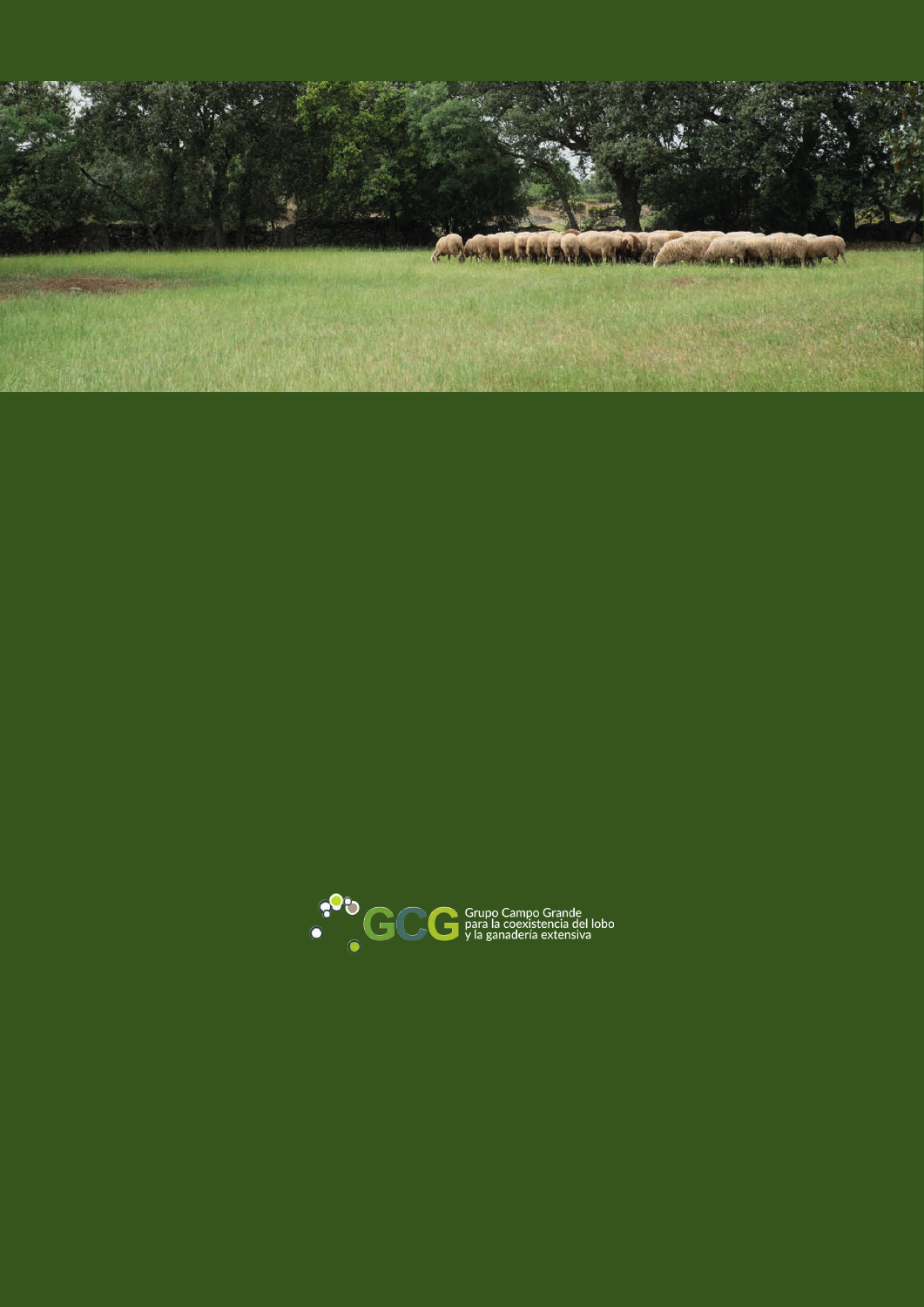GCG Grupo Campo Grande para la coexistencia del lobo y la ganadería extensiva